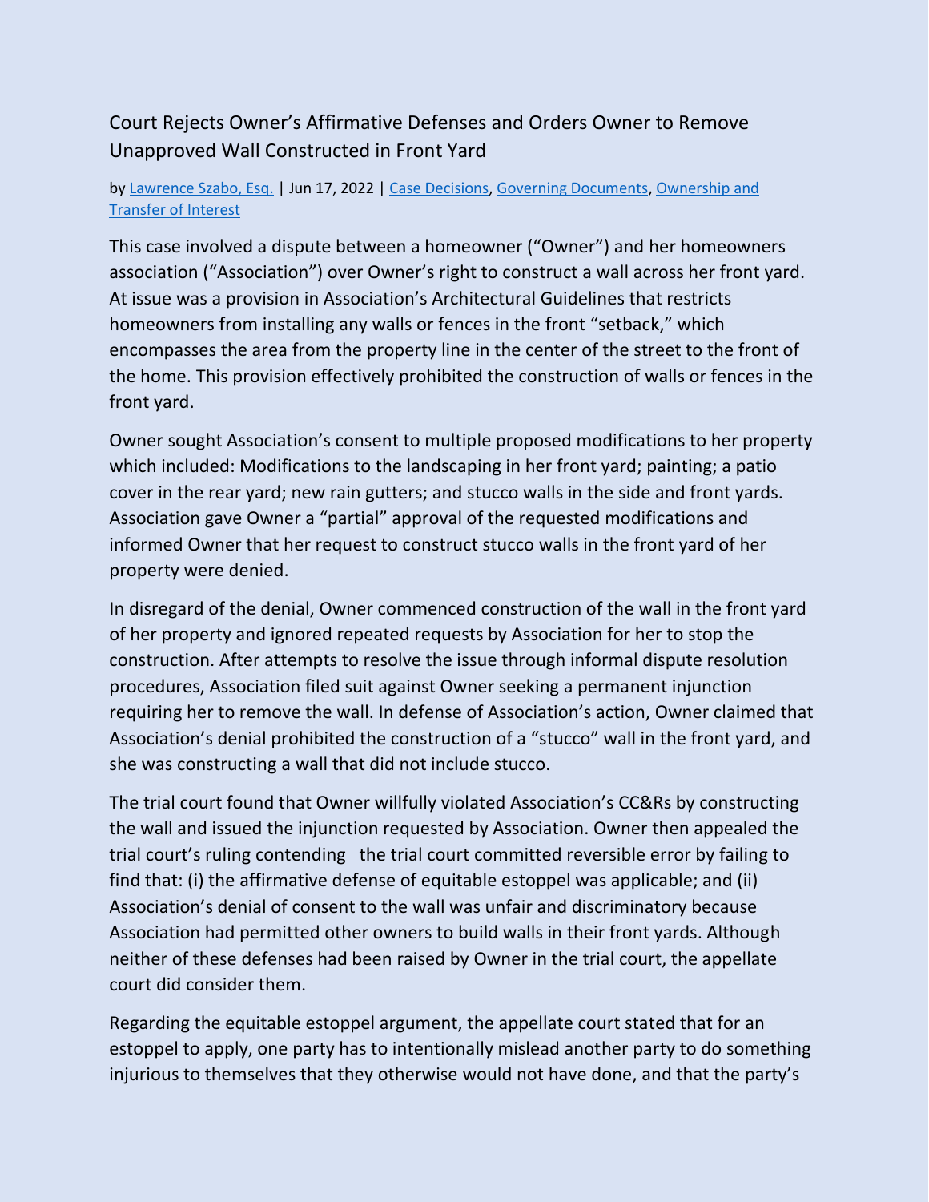# Court Rejects Owner's Affirmative Defenses and Orders Owner to Remove Unapproved Wall Constructed in Front Yard

by Lawrence Szabo, Esq. | Jun 17, 2022 | Case Decisions, Governing Documents, Ownership and Transfer of Interest

This case involved a dispute between a homeowner ("Owner") and her homeowners association ("Association") over Owner's right to construct a wall across her front yard. At issue was a provision in Association's Architectural Guidelines that restricts homeowners from installing any walls or fences in the front "setback," which encompasses the area from the property line in the center of the street to the front of the home. This provision effectively prohibited the construction of walls or fences in the front yard.

Owner sought Association's consent to multiple proposed modifications to her property which included: Modifications to the landscaping in her front yard; painting; a patio cover in the rear yard; new rain gutters; and stucco walls in the side and front yards. Association gave Owner a "partial" approval of the requested modifications and informed Owner that her request to construct stucco walls in the front yard of her property were denied.

In disregard of the denial, Owner commenced construction of the wall in the front yard of her property and ignored repeated requests by Association for her to stop the construction. After attempts to resolve the issue through informal dispute resolution procedures, Association filed suit against Owner seeking a permanent injunction requiring her to remove the wall. In defense of Association's action, Owner claimed that Association's denial prohibited the construction of a "stucco" wall in the front yard, and she was constructing a wall that did not include stucco.

The trial court found that Owner willfully violated Association's CC&Rs by constructing the wall and issued the injunction requested by Association. Owner then appealed the trial court's ruling contending the trial court committed reversible error by failing to find that: (i) the affirmative defense of equitable estoppel was applicable; and (ii) Association's denial of consent to the wall was unfair and discriminatory because Association had permitted other owners to build walls in their front yards. Although neither of these defenses had been raised by Owner in the trial court, the appellate court did consider them.

Regarding the equitable estoppel argument, the appellate court stated that for an estoppel to apply, one party has to intentionally mislead another party to do something injurious to themselves that they otherwise would not have done, and that the party's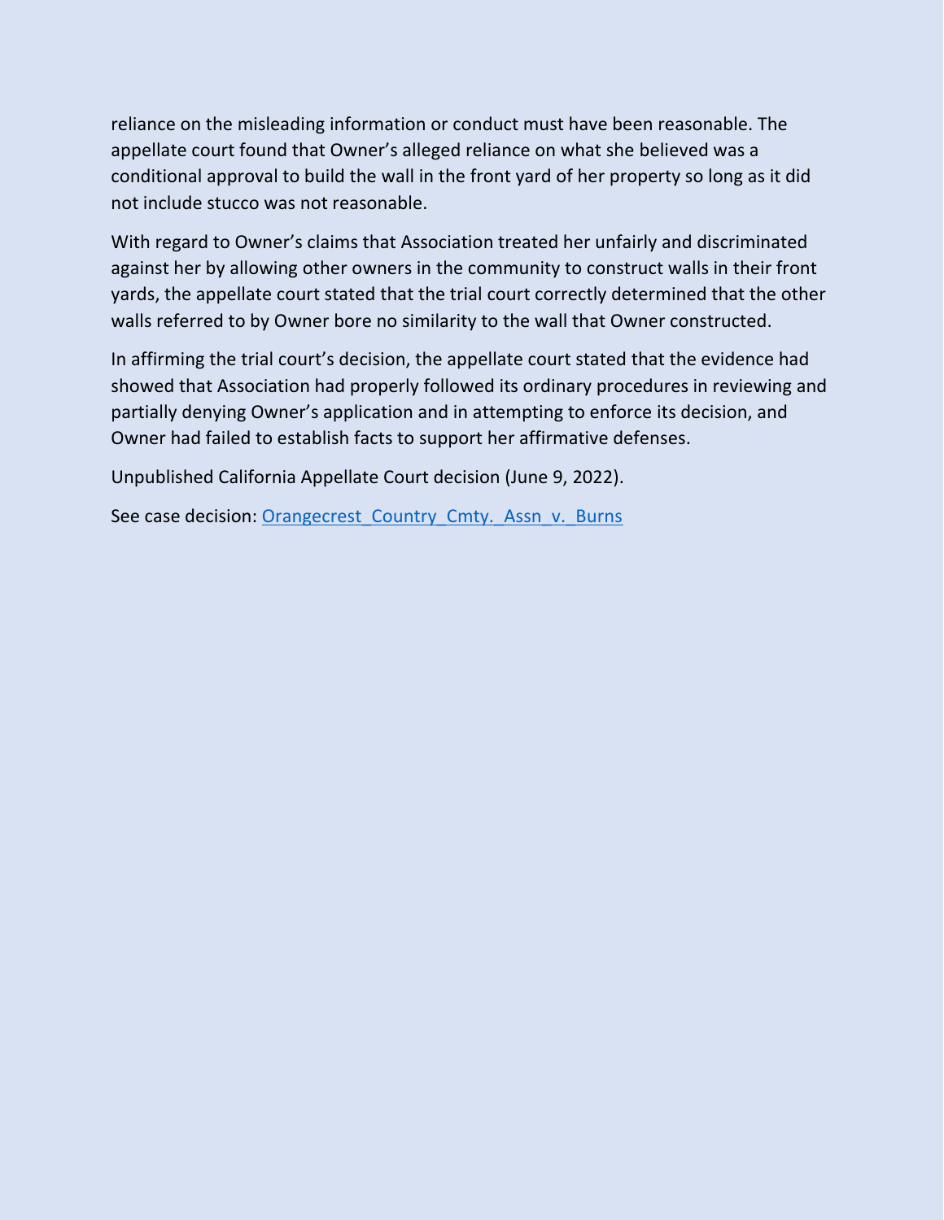reliance on the misleading information or conduct must have been reasonable. The appellate court found that Owner's alleged reliance on what she believed was a conditional approval to build the wall in the front yard of her property so long as it did not include stucco was not reasonable.

With regard to Owner's claims that Association treated her unfairly and discriminated against her by allowing other owners in the community to construct walls in their front yards, the appellate court stated that the trial court correctly determined that the other walls referred to by Owner bore no similarity to the wall that Owner constructed.

In affirming the trial court's decision, the appellate court stated that the evidence had showed that Association had properly followed its ordinary procedures in reviewing and partially denying Owner's application and in attempting to enforce its decision, and Owner had failed to establish facts to support her affirmative defenses.

Unpublished California Appellate Court decision (June 9, 2022).

See case decision: Orangecrest_Country_Cmty._Assn_v._Burns